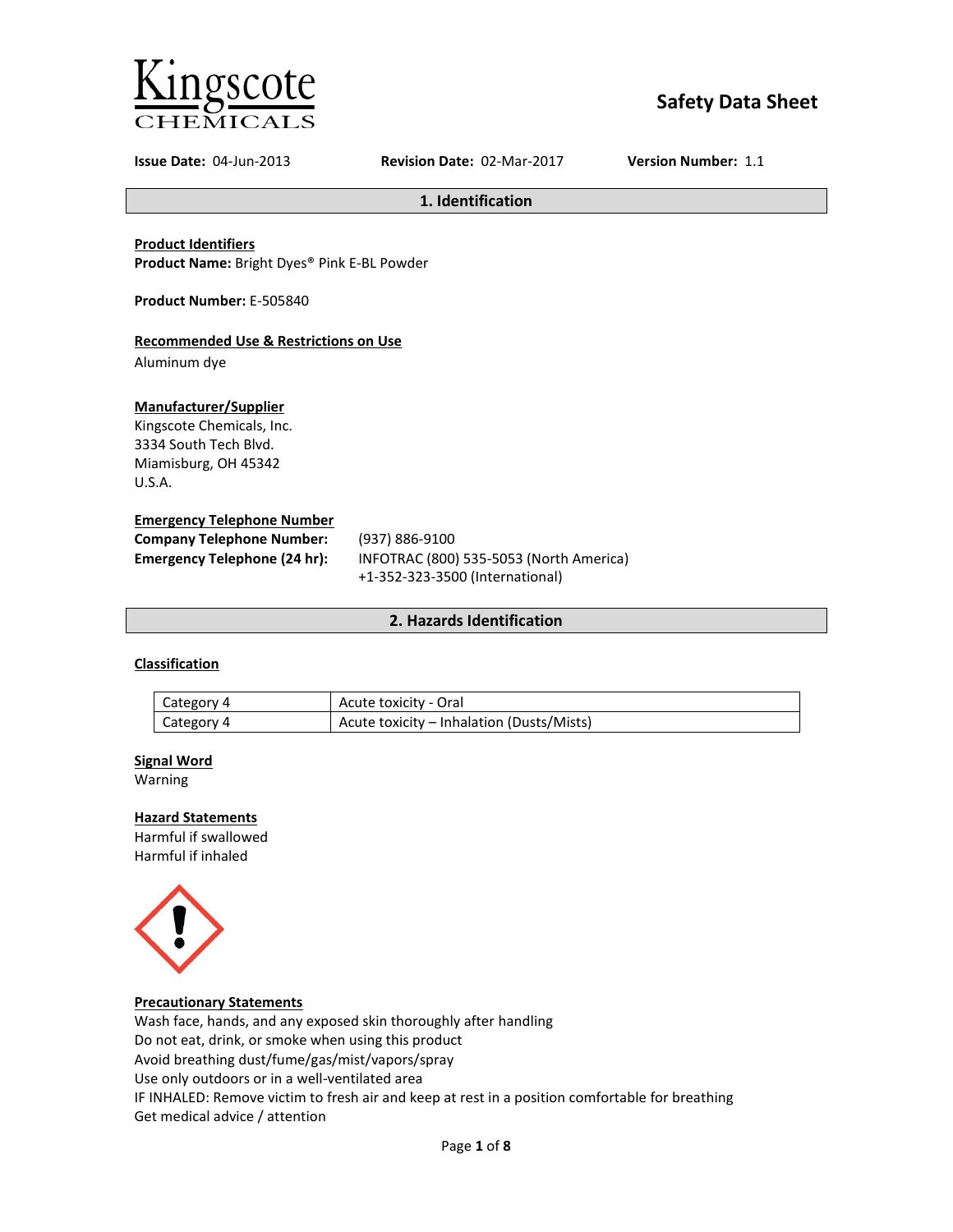Kingscote CHEMICALS

# Safety Data Sheet

**Issue Date:** 04-Jun-2013 **Revision Date:** 02-Mar-2017 **Version Number:** 1.1

## 1. Identification

**Product Identifiers**
**Product Name:** Bright Dyes® Pink E-BL Powder

**Product Number:** E-505840

**Recommended Use & Restrictions on Use**
Aluminum dye

**Manufacturer/Supplier**
Kingscote Chemicals, Inc.
3334 South Tech Blvd.
Miamisburg, OH 45342
U.S.A.

**Emergency Telephone Number**

**Company Telephone Number:** (937) 886-9100
**Emergency Telephone (24 hr):** INFOTRAC (800) 535-5053 (North America)
+1-352-323-3500 (International)

## 2. Hazards Identification

**Classification**

| Category 4 | Acute toxicity - Oral |
|---|---|
| Category 4 | Acute toxicity – Inhalation (Dusts/Mists) |

**Signal Word**
Warning

**Hazard Statements**
Harmful if swallowed
Harmful if inhaled

**Precautionary Statements**
Wash face, hands, and any exposed skin thoroughly after handling
Do not eat, drink, or smoke when using this product
Avoid breathing dust/fume/gas/mist/vapors/spray
Use only outdoors or in a well-ventilated area
IF INHALED: Remove victim to fresh air and keep at rest in a position comfortable for breathing
Get medical advice / attention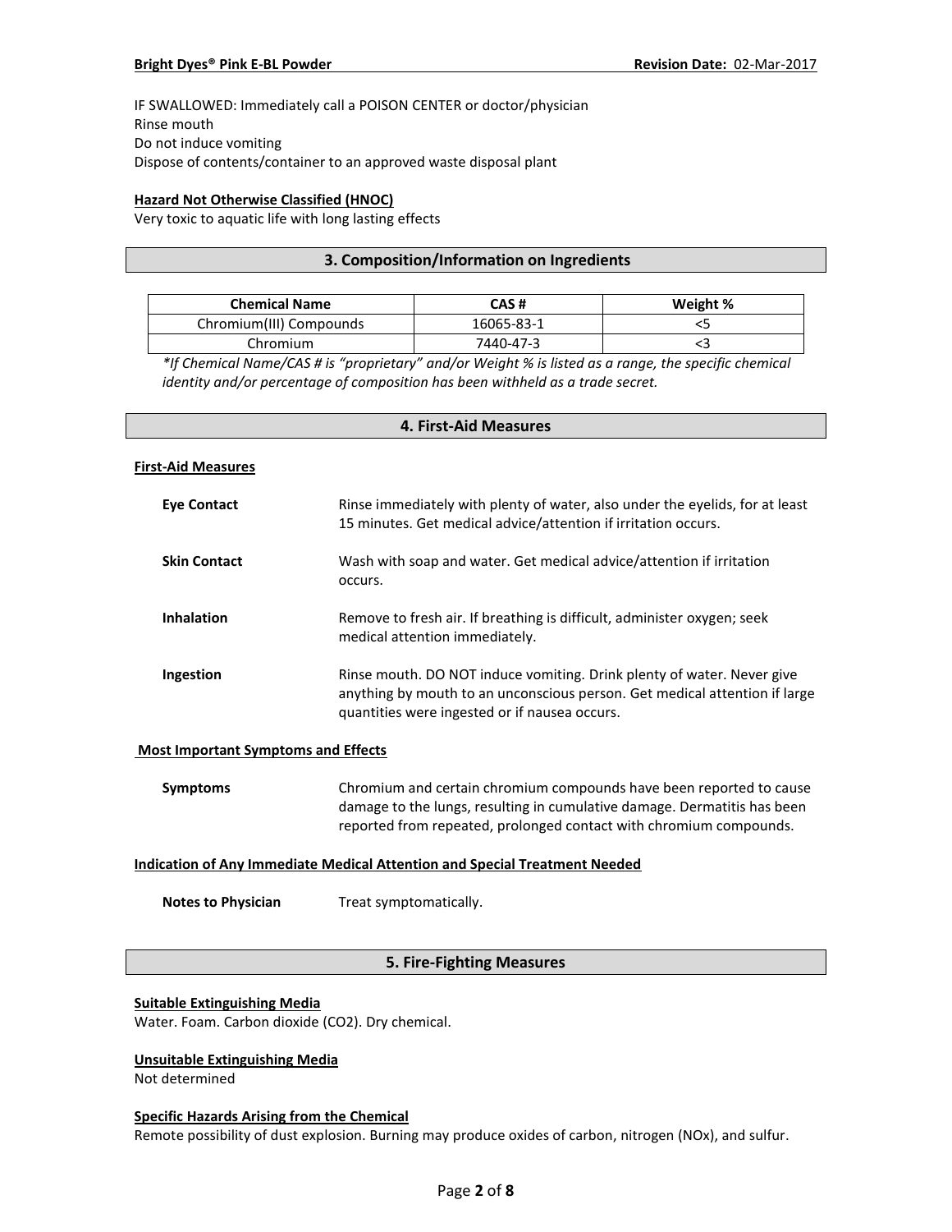IF SWALLOWED: Immediately call a POISON CENTER or doctor/physician
Rinse mouth
Do not induce vomiting
Dispose of contents/container to an approved waste disposal plant

**Hazard Not Otherwise Classified (HNOC)**

Very toxic to aquatic life with long lasting effects

## 3. Composition/Information on Ingredients

| Chemical Name | CAS # | Weight % |
|---|---|---|
| Chromium(III) Compounds | 16065-83-1 | <5 |
| Chromium | 7440-47-3 | <3 |

*\*If Chemical Name/CAS # is "proprietary" and/or Weight % is listed as a range, the specific chemical identity and/or percentage of composition has been withheld as a trade secret.*

## 4. First-Aid Measures

**First-Aid Measures**

**Eye Contact** Rinse immediately with plenty of water, also under the eyelids, for at least 15 minutes. Get medical advice/attention if irritation occurs.

**Skin Contact** Wash with soap and water. Get medical advice/attention if irritation occurs.

**Inhalation** Remove to fresh air. If breathing is difficult, administer oxygen; seek medical attention immediately.

**Ingestion** Rinse mouth. DO NOT induce vomiting. Drink plenty of water. Never give anything by mouth to an unconscious person. Get medical attention if large quantities were ingested or if nausea occurs.

**Most Important Symptoms and Effects**

**Symptoms** Chromium and certain chromium compounds have been reported to cause damage to the lungs, resulting in cumulative damage. Dermatitis has been reported from repeated, prolonged contact with chromium compounds.

**Indication of Any Immediate Medical Attention and Special Treatment Needed**

**Notes to Physician** Treat symptomatically.

## 5. Fire-Fighting Measures

**Suitable Extinguishing Media**

Water. Foam. Carbon dioxide ($CO_2$). Dry chemical.

**Unsuitable Extinguishing Media**

Not determined

**Specific Hazards Arising from the Chemical**

Remote possibility of dust explosion. Burning may produce oxides of carbon, nitrogen ($NO_x$), and sulfur.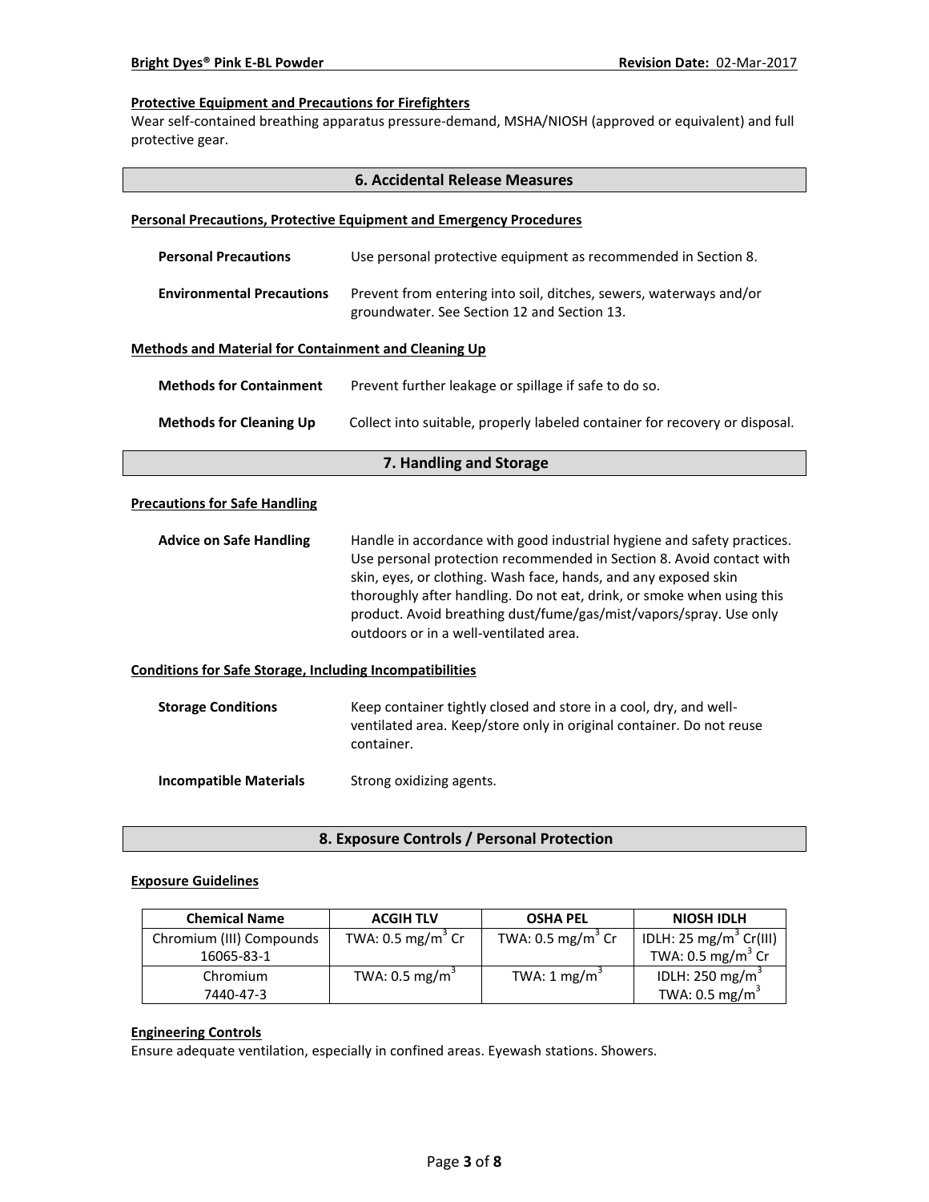**Protective Equipment and Precautions for Firefighters**

Wear self-contained breathing apparatus pressure-demand, MSHA/NIOSH (approved or equivalent) and full protective gear.

## 6. Accidental Release Measures

**Personal Precautions, Protective Equipment and Emergency Procedures**

**Personal Precautions** Use personal protective equipment as recommended in Section 8.

**Environmental Precautions** Prevent from entering into soil, ditches, sewers, waterways and/or groundwater. See Section 12 and Section 13.

**Methods and Material for Containment and Cleaning Up**

**Methods for Containment** Prevent further leakage or spillage if safe to do so.

**Methods for Cleaning Up** Collect into suitable, properly labeled container for recovery or disposal.

## 7. Handling and Storage

**Precautions for Safe Handling**

**Advice on Safe Handling** Handle in accordance with good industrial hygiene and safety practices. Use personal protection recommended in Section 8. Avoid contact with skin, eyes, or clothing. Wash face, hands, and any exposed skin thoroughly after handling. Do not eat, drink, or smoke when using this product. Avoid breathing dust/fume/gas/mist/vapors/spray. Use only outdoors or in a well-ventilated area.

**Conditions for Safe Storage, Including Incompatibilities**

**Storage Conditions** Keep container tightly closed and store in a cool, dry, and well-ventilated area. Keep/store only in original container. Do not reuse container.

**Incompatible Materials** Strong oxidizing agents.

## 8. Exposure Controls / Personal Protection

**Exposure Guidelines**

| Chemical Name | ACGIH TLV | OSHA PEL | NIOSH IDLH |
|---|---|---|---|
| Chromium (III) Compounds 16065-83-1 | TWA: 0.5 $mg/m^3$ Cr | TWA: 0.5 $mg/m^3$ Cr | IDLH: 25 $mg/m^3$ Cr(III) TWA: 0.5 $mg/m^3$ Cr |
| Chromium 7440-47-3 | TWA: 0.5 $mg/m^3$ | TWA: 1 $mg/m^3$ | IDLH: 250 $mg/m^3$ TWA: 0.5 $mg/m^3$ |

**Engineering Controls**

Ensure adequate ventilation, especially in confined areas. Eyewash stations. Showers.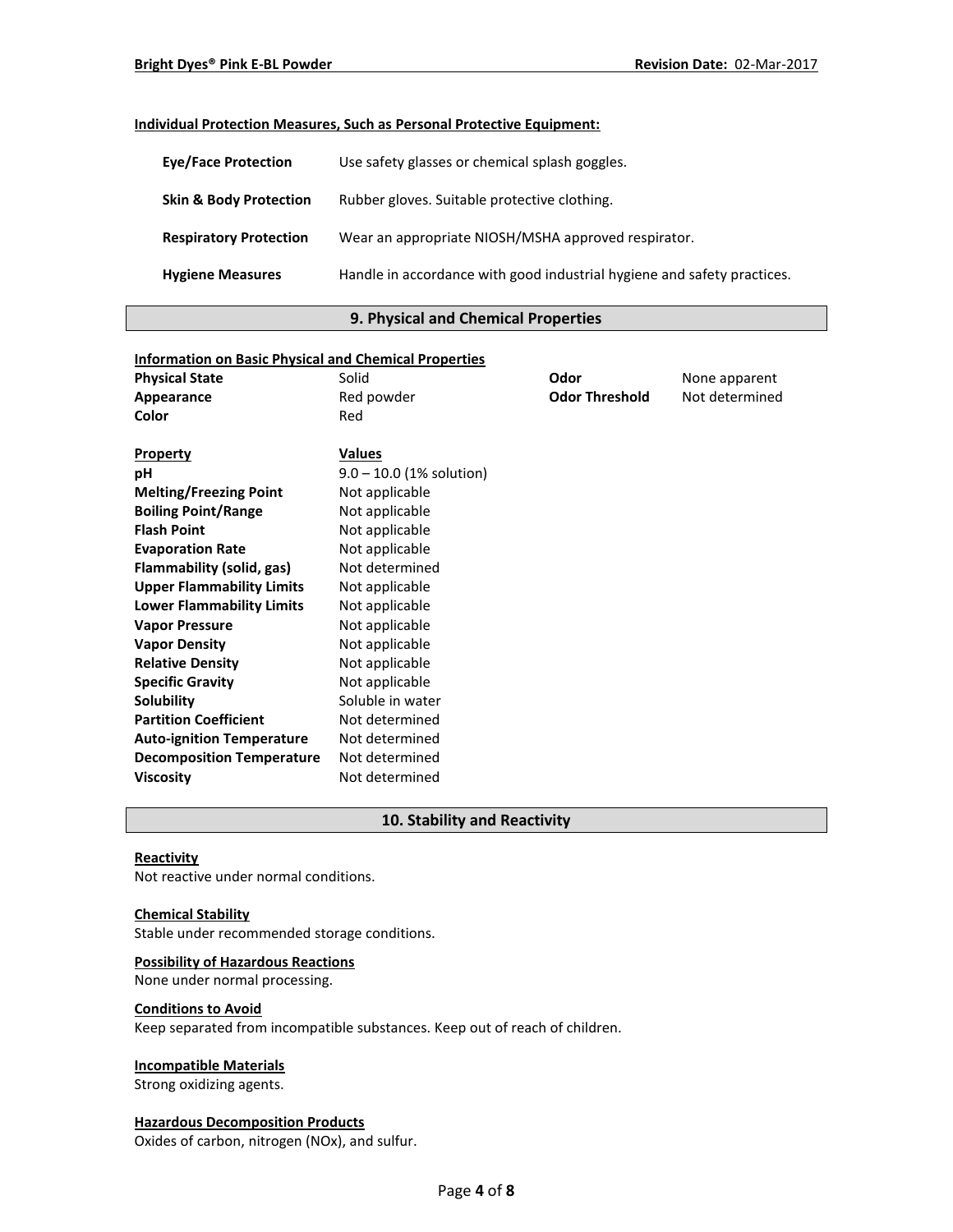**Individual Protection Measures, Such as Personal Protective Equipment:**

| | |
|---|---|
| **Eye/Face Protection** | Use safety glasses or chemical splash goggles. |
| **Skin & Body Protection** | Rubber gloves. Suitable protective clothing. |
| **Respiratory Protection** | Wear an appropriate NIOSH/MSHA approved respirator. |
| **Hygiene Measures** | Handle in accordance with good industrial hygiene and safety practices. |

## 9. Physical and Chemical Properties

**Information on Basic Physical and Chemical Properties**

| | | | |
|---|---|---|---|
| **Physical State** | Solid | **Odor** | None apparent |
| **Appearance** | Red powder | **Odor Threshold** | Not determined |
| **Color** | Red | | |

| **Property** | **Values** |
|---|---|
| **pH** | 9.0 – 10.0 (1% solution) |
| **Melting/Freezing Point** | Not applicable |
| **Boiling Point/Range** | Not applicable |
| **Flash Point** | Not applicable |
| **Evaporation Rate** | Not applicable |
| **Flammability (solid, gas)** | Not determined |
| **Upper Flammability Limits** | Not applicable |
| **Lower Flammability Limits** | Not applicable |
| **Vapor Pressure** | Not applicable |
| **Vapor Density** | Not applicable |
| **Relative Density** | Not applicable |
| **Specific Gravity** | Not applicable |
| **Solubility** | Soluble in water |
| **Partition Coefficient** | Not determined |
| **Auto-ignition Temperature** | Not determined |
| **Decomposition Temperature** | Not determined |
| **Viscosity** | Not determined |

## 10. Stability and Reactivity

**Reactivity**
Not reactive under normal conditions.

**Chemical Stability**
Stable under recommended storage conditions.

**Possibility of Hazardous Reactions**
None under normal processing.

**Conditions to Avoid**
Keep separated from incompatible substances. Keep out of reach of children.

**Incompatible Materials**
Strong oxidizing agents.

**Hazardous Decomposition Products**
Oxides of carbon, nitrogen (NOx), and sulfur.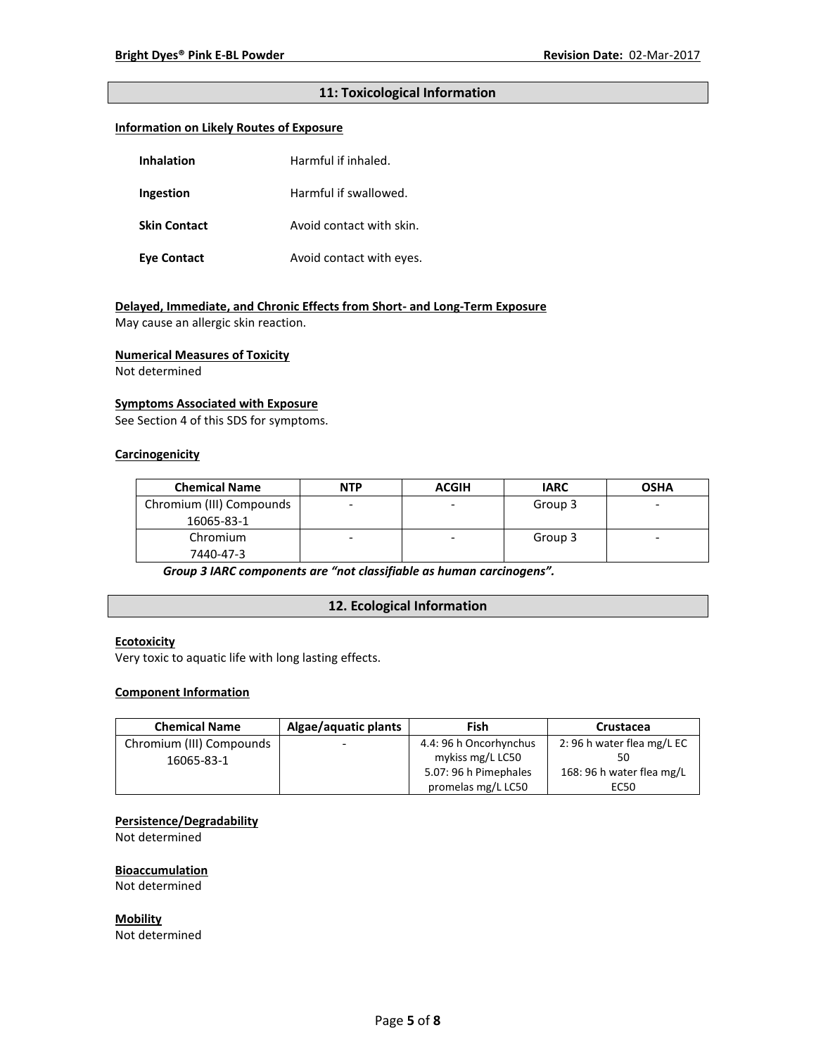## 11: Toxicological Information

**Information on Likely Routes of Exposure**

| | |
|---|---|
| **Inhalation** | Harmful if inhaled. |
| **Ingestion** | Harmful if swallowed. |
| **Skin Contact** | Avoid contact with skin. |
| **Eye Contact** | Avoid contact with eyes. |

**Delayed, Immediate, and Chronic Effects from Short- and Long-Term Exposure**

May cause an allergic skin reaction.

**Numerical Measures of Toxicity**

Not determined

**Symptoms Associated with Exposure**

See Section 4 of this SDS for symptoms.

**Carcinogenicity**

| Chemical Name | NTP | ACGIH | IARC | OSHA |
|---|---|---|---|---|
| Chromium (III) Compounds 16065-83-1 | - | - | Group 3 | - |
| Chromium 7440-47-3 | - | - | Group 3 | - |

***Group 3 IARC components are "not classifiable as human carcinogens".***

## 12. Ecological Information

**Ecotoxicity**

Very toxic to aquatic life with long lasting effects.

**Component Information**

| Chemical Name | Algae/aquatic plants | Fish | Crustacea |
|---|---|---|---|
| Chromium (III) Compounds 16065-83-1 | - | 4.4: 96 h Oncorhynchus mykiss mg/L LC50<br>5.07: 96 h Pimephales promelas mg/L LC50 | 2: 96 h water flea mg/L EC 50<br>168: 96 h water flea mg/L EC50 |

**Persistence/Degradability**

Not determined

**Bioaccumulation**

Not determined

**Mobility**

Not determined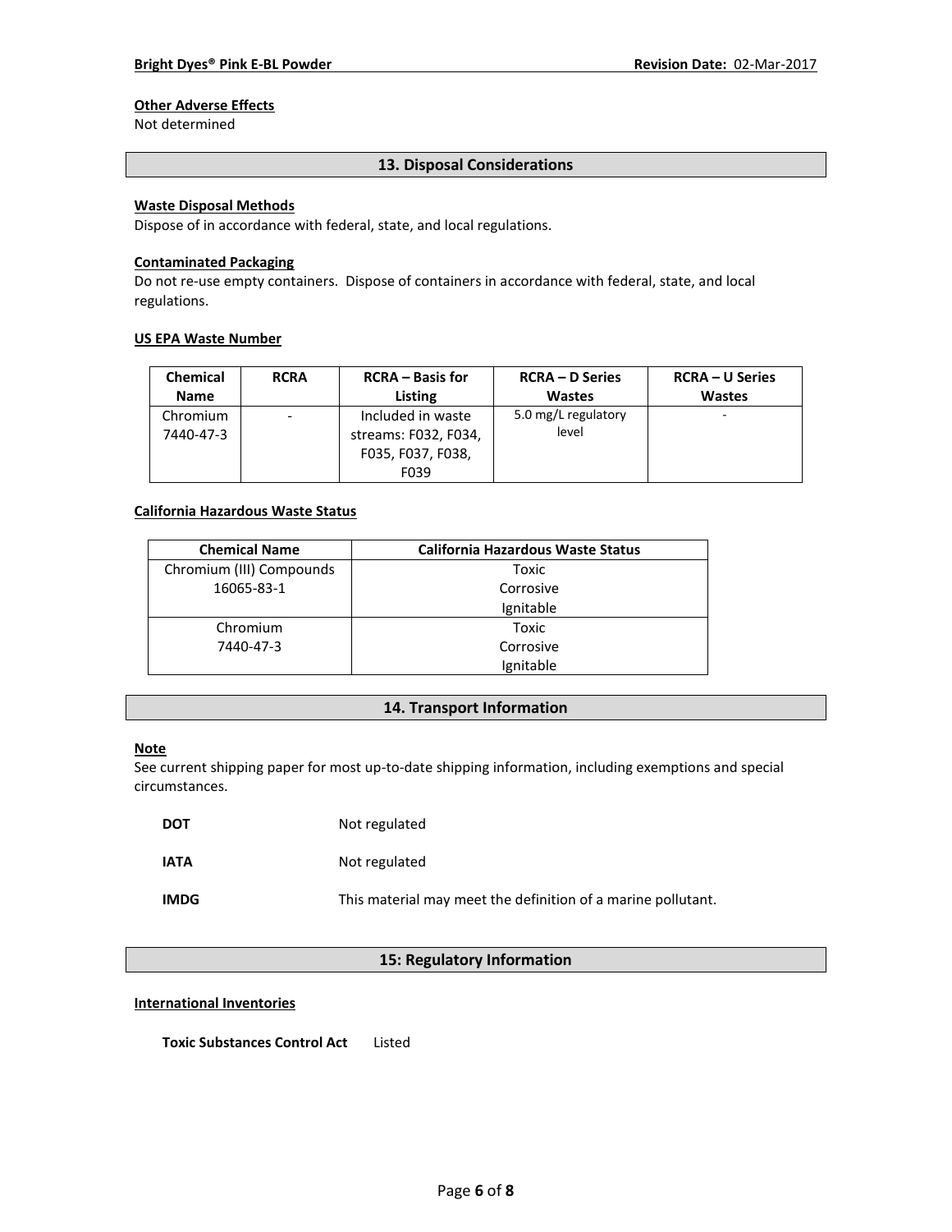### Other Adverse Effects

Not determined

## 13. Disposal Considerations

### Waste Disposal Methods

Dispose of in accordance with federal, state, and local regulations.

### Contaminated Packaging

Do not re-use empty containers. Dispose of containers in accordance with federal, state, and local regulations.

### US EPA Waste Number

| Chemical Name | RCRA | RCRA – Basis for Listing | RCRA – D Series Wastes | RCRA – U Series Wastes |
|---|---|---|---|---|
| Chromium 7440-47-3 | - | Included in waste streams: F032, F034, F035, F037, F038, F039 | 5.0 mg/L regulatory level | - |

### California Hazardous Waste Status

| Chemical Name | California Hazardous Waste Status |
|---|---|
| Chromium (III) Compounds 16065-83-1 | Toxic Corrosive Ignitable |
| Chromium 7440-47-3 | Toxic Corrosive Ignitable |

## 14. Transport Information

### Note

See current shipping paper for most up-to-date shipping information, including exemptions and special circumstances.

**DOT** Not regulated

**IATA** Not regulated

**IMDG** This material may meet the definition of a marine pollutant.

## 15: Regulatory Information

### International Inventories

**Toxic Substances Control Act** Listed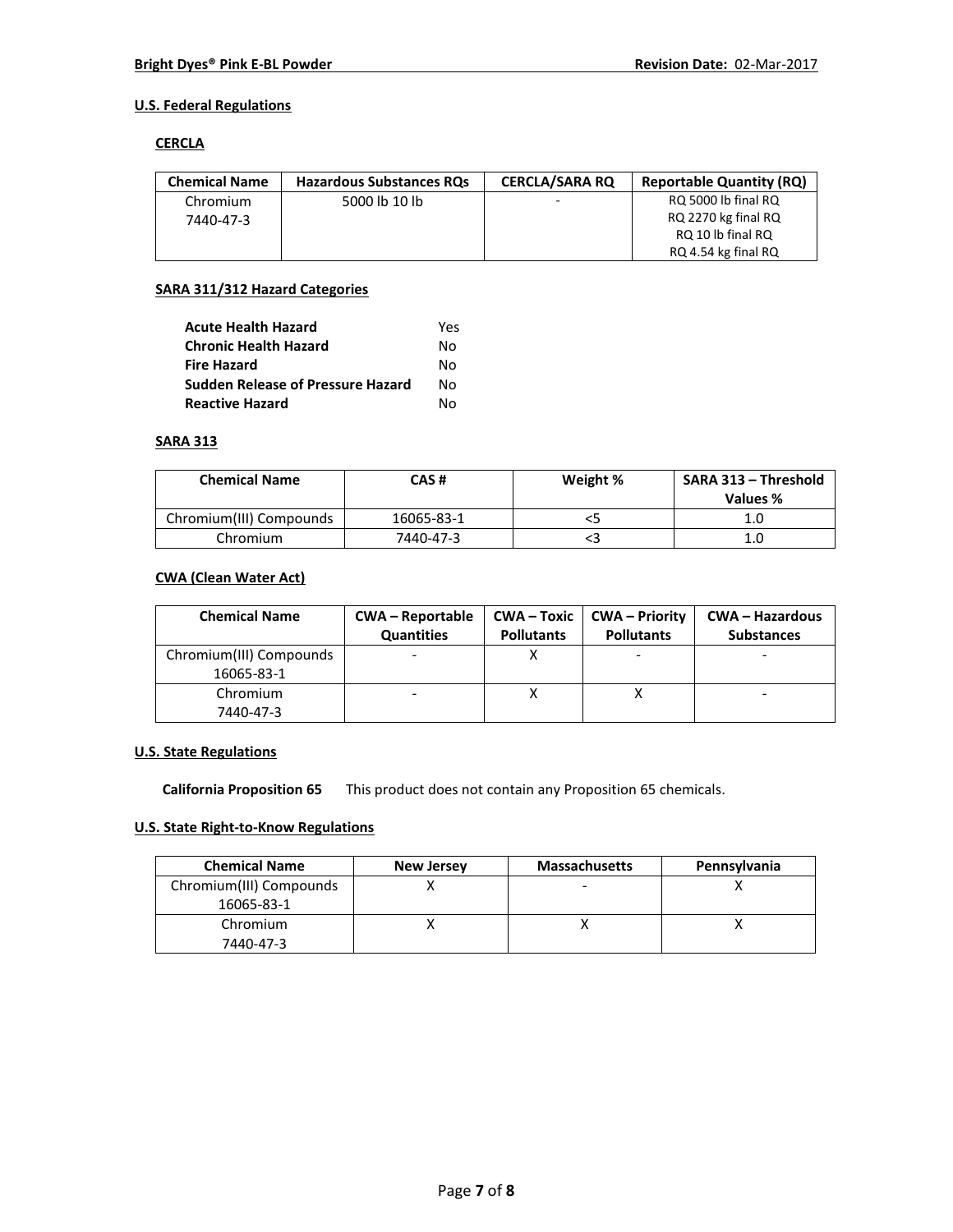## U.S. Federal Regulations

### CERCLA

| Chemical Name | Hazardous Substances RQs | CERCLA/SARA RQ | Reportable Quantity (RQ) |
|---|---|---|---|
| Chromium 7440-47-3 | 5000 lb 10 lb | - | RQ 5000 lb final RQ RQ 2270 kg final RQ RQ 10 lb final RQ RQ 4.54 kg final RQ |

### SARA 311/312 Hazard Categories

| | |
|---|---|
| **Acute Health Hazard** | Yes |
| **Chronic Health Hazard** | No |
| **Fire Hazard** | No |
| **Sudden Release of Pressure Hazard** | No |
| **Reactive Hazard** | No |

### SARA 313

| Chemical Name | CAS # | Weight % | SARA 313 – Threshold Values % |
|---|---|---|---|
| Chromium(III) Compounds | 16065-83-1 | <5 | 1.0 |
| Chromium | 7440-47-3 | <3 | 1.0 |

### CWA (Clean Water Act)

| Chemical Name | CWA – Reportable Quantities | CWA – Toxic Pollutants | CWA – Priority Pollutants | CWA – Hazardous Substances |
|---|---|---|---|---|
| Chromium(III) Compounds 16065-83-1 | - | X | - | - |
| Chromium 7440-47-3 | - | X | X | - |

## U.S. State Regulations

**California Proposition 65** This product does not contain any Proposition 65 chemicals.

## U.S. State Right-to-Know Regulations

| Chemical Name | New Jersey | Massachusetts | Pennsylvania |
|---|---|---|---|
| Chromium(III) Compounds 16065-83-1 | X | - | X |
| Chromium 7440-47-3 | X | X | X |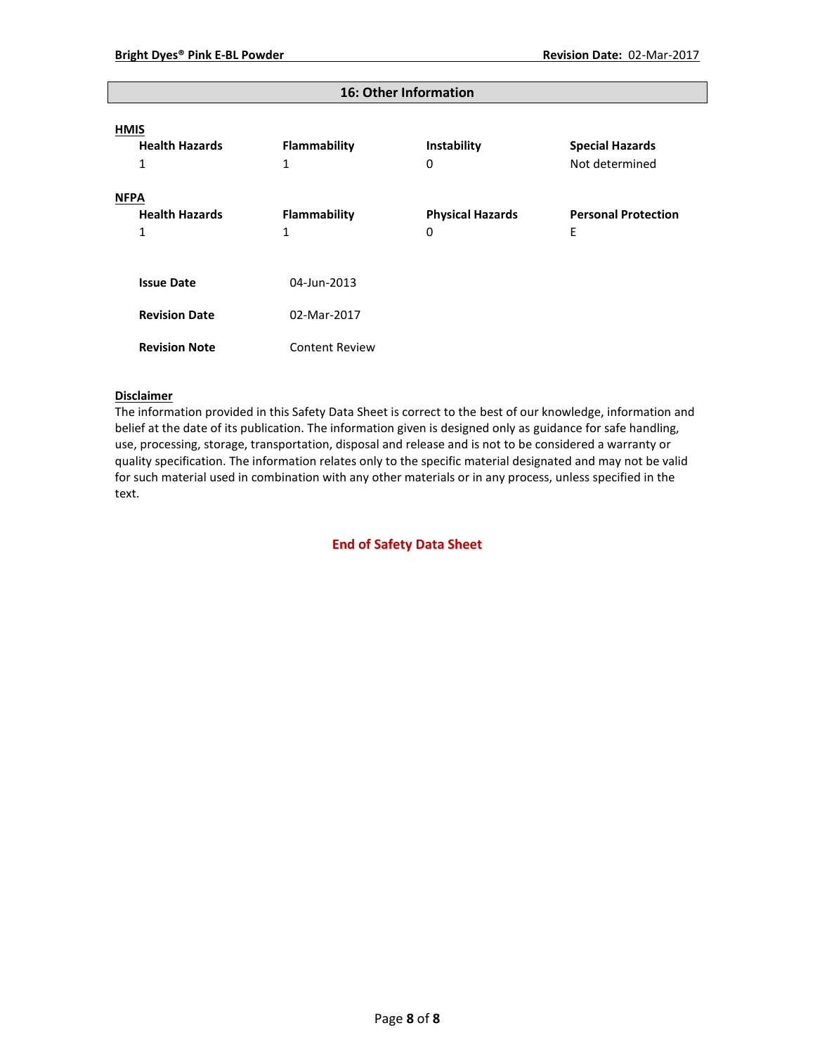## 16: Other Information

**HMIS**

| Health Hazards | Flammability | Instability | Special Hazards |
|---|---|---|---|
| 1 | 1 | 0 | Not determined |

**NFPA**

| Health Hazards | Flammability | Physical Hazards | Personal Protection |
|---|---|---|---|
| 1 | 1 | 0 | E |

| | |
|---|---|
| **Issue Date** | 04-Jun-2013 |
| **Revision Date** | 02-Mar-2017 |
| **Revision Note** | Content Review |

**Disclaimer**

The information provided in this Safety Data Sheet is correct to the best of our knowledge, information and belief at the date of its publication. The information given is designed only as guidance for safe handling, use, processing, storage, transportation, disposal and release and is not to be considered a warranty or quality specification. The information relates only to the specific material designated and may not be valid for such material used in combination with any other materials or in any process, unless specified in the text.

**End of Safety Data Sheet**